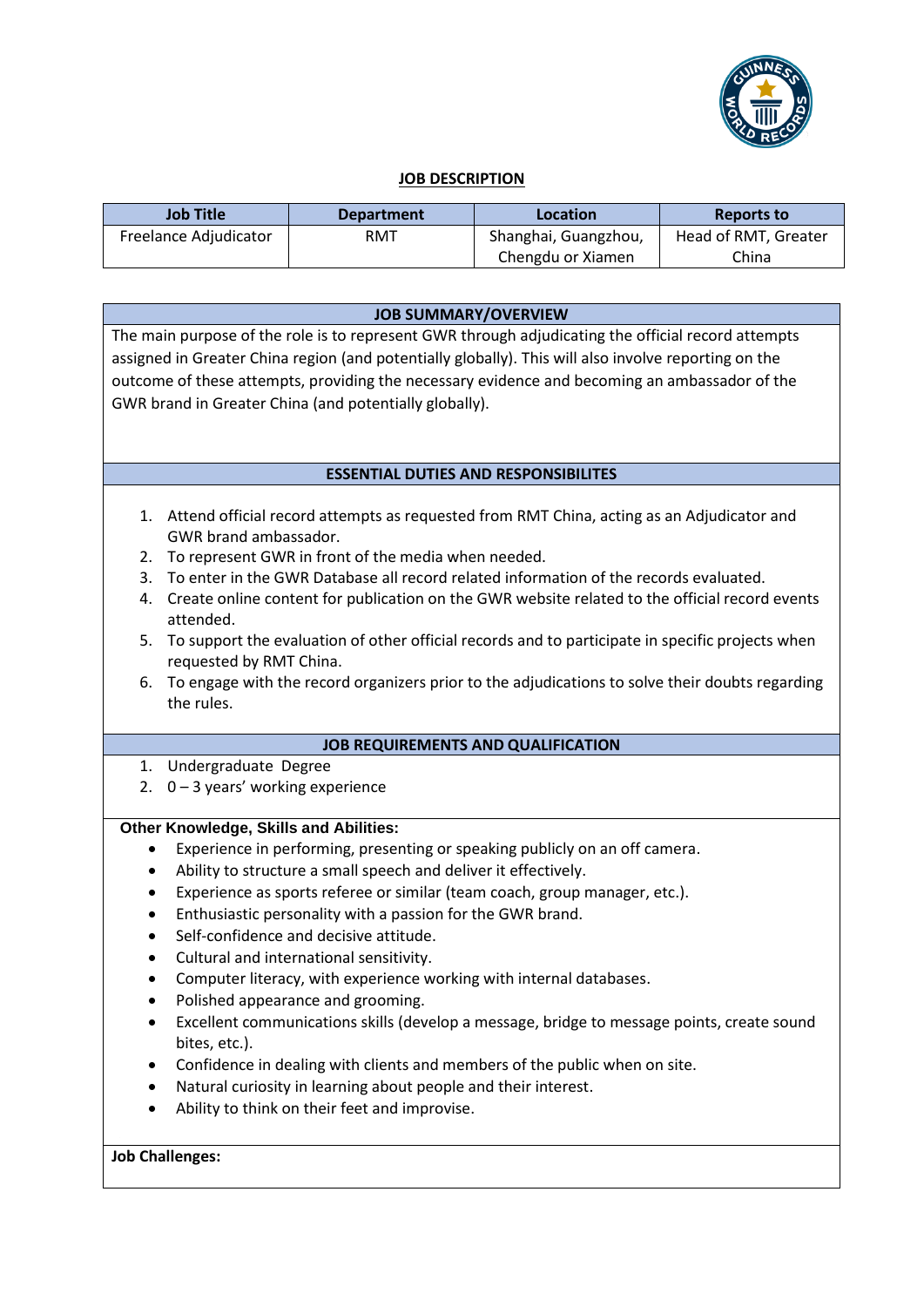# JOB DESCRIPTION

| Job Title | Department | Location | Reports to |
|---|---|---|---|
| Freelance Adjudicator | RMT | Shanghai, Guangzhou, Chengdu or Xiamen | Head of RMT, Greater China |

## JOB SUMMARY/OVERVIEW

The main purpose of the role is to represent GWR through adjudicating the official record attempts assigned in Greater China region (and potentially globally). This will also involve reporting on the outcome of these attempts, providing the necessary evidence and becoming an ambassador of the GWR brand in Greater China (and potentially globally).

## ESSENTIAL DUTIES AND RESPONSIBILITES

1. Attend official record attempts as requested from RMT China, acting as an Adjudicator and GWR brand ambassador.
2. To represent GWR in front of the media when needed.
3. To enter in the GWR Database all record related information of the records evaluated.
4. Create online content for publication on the GWR website related to the official record events attended.
5. To support the evaluation of other official records and to participate in specific projects when requested by RMT China.
6. To engage with the record organizers prior to the adjudications to solve their doubts regarding the rules.

## JOB REQUIREMENTS AND QUALIFICATION

1. Undergraduate Degree
2. 0 – 3 years' working experience

**Other Knowledge, Skills and Abilities:**

- Experience in performing, presenting or speaking publicly on an off camera.
- Ability to structure a small speech and deliver it effectively.
- Experience as sports referee or similar (team coach, group manager, etc.).
- Enthusiastic personality with a passion for the GWR brand.
- Self-confidence and decisive attitude.
- Cultural and international sensitivity.
- Computer literacy, with experience working with internal databases.
- Polished appearance and grooming.
- Excellent communications skills (develop a message, bridge to message points, create sound bites, etc.).
- Confidence in dealing with clients and members of the public when on site.
- Natural curiosity in learning about people and their interest.
- Ability to think on their feet and improvise.

**Job Challenges:**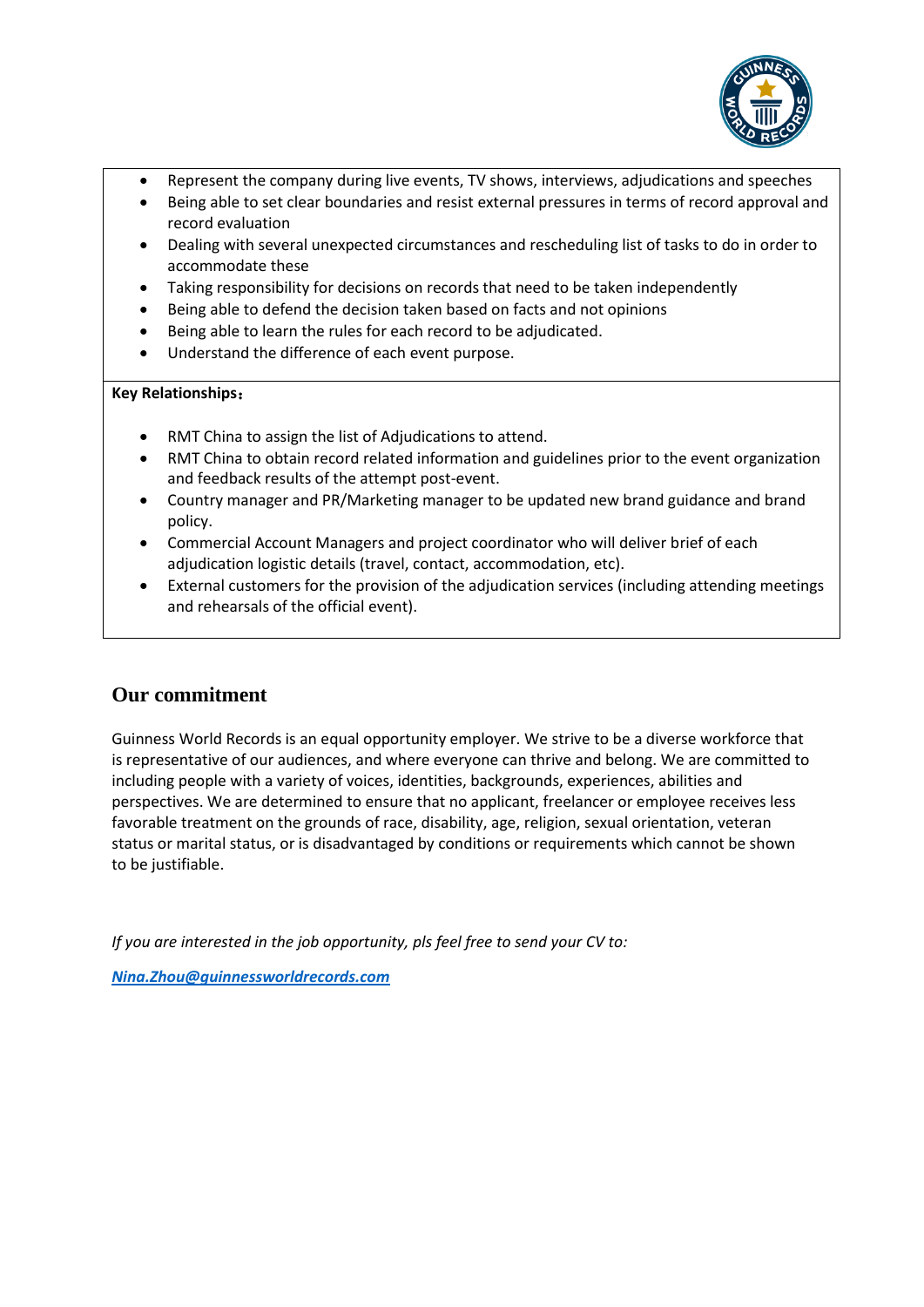- Represent the company during live events, TV shows, interviews, adjudications and speeches
- Being able to set clear boundaries and resist external pressures in terms of record approval and record evaluation
- Dealing with several unexpected circumstances and rescheduling list of tasks to do in order to accommodate these
- Taking responsibility for decisions on records that need to be taken independently
- Being able to defend the decision taken based on facts and not opinions
- Being able to learn the rules for each record to be adjudicated.
- Understand the difference of each event purpose.

**Key Relationships：**

- RMT China to assign the list of Adjudications to attend.
- RMT China to obtain record related information and guidelines prior to the event organization and feedback results of the attempt post-event.
- Country manager and PR/Marketing manager to be updated new brand guidance and brand policy.
- Commercial Account Managers and project coordinator who will deliver brief of each adjudication logistic details (travel, contact, accommodation, etc).
- External customers for the provision of the adjudication services (including attending meetings and rehearsals of the official event).

## Our commitment

Guinness World Records is an equal opportunity employer. We strive to be a diverse workforce that is representative of our audiences, and where everyone can thrive and belong. We are committed to including people with a variety of voices, identities, backgrounds, experiences, abilities and perspectives. We are determined to ensure that no applicant, freelancer or employee receives less favorable treatment on the grounds of race, disability, age, religion, sexual orientation, veteran status or marital status, or is disadvantaged by conditions or requirements which cannot be shown to be justifiable.

*If you are interested in the job opportunity, pls feel free to send your CV to:*

***Nina.Zhou@guinnessworldrecords.com***